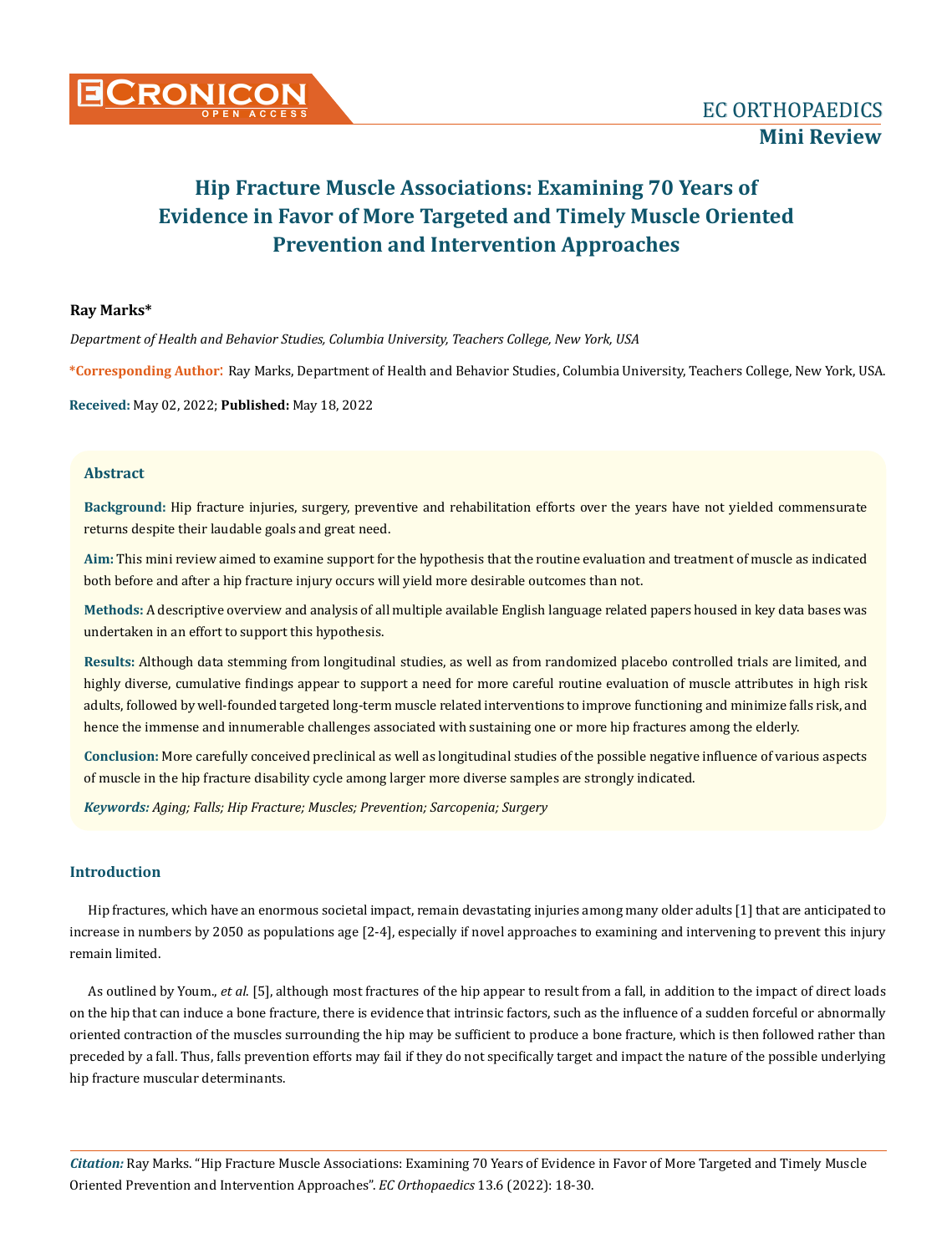# Hip Fracture Muscle Associations: Examining 70 Years of Evidence in Favor of More Targeted and Timely Muscle Oriented Prevention and Intervention Approaches

**Ray Marks***

*Department of Health and Behavior Studies, Columbia University, Teachers College, New York, USA*

**\*Corresponding Author:** Ray Marks, Department of Health and Behavior Studies, Columbia University, Teachers College, New York, USA.

**Received:** May 02, 2022; **Published:** May 18, 2022

## Abstract

**Background:** Hip fracture injuries, surgery, preventive and rehabilitation efforts over the years have not yielded commensurate returns despite their laudable goals and great need.

**Aim:** This mini review aimed to examine support for the hypothesis that the routine evaluation and treatment of muscle as indicated both before and after a hip fracture injury occurs will yield more desirable outcomes than not.

**Methods:** A descriptive overview and analysis of all multiple available English language related papers housed in key data bases was undertaken in an effort to support this hypothesis.

**Results:** Although data stemming from longitudinal studies, as well as from randomized placebo controlled trials are limited, and highly diverse, cumulative findings appear to support a need for more careful routine evaluation of muscle attributes in high risk adults, followed by well-founded targeted long-term muscle related interventions to improve functioning and minimize falls risk, and hence the immense and innumerable challenges associated with sustaining one or more hip fractures among the elderly.

**Conclusion:** More carefully conceived preclinical as well as longitudinal studies of the possible negative influence of various aspects of muscle in the hip fracture disability cycle among larger more diverse samples are strongly indicated.

***Keywords:*** *Aging; Falls; Hip Fracture; Muscles; Prevention; Sarcopenia; Surgery*

## Introduction

Hip fractures, which have an enormous societal impact, remain devastating injuries among many older adults [1] that are anticipated to increase in numbers by 2050 as populations age [2-4], especially if novel approaches to examining and intervening to prevent this injury remain limited.

As outlined by Youm., *et al.* [5], although most fractures of the hip appear to result from a fall, in addition to the impact of direct loads on the hip that can induce a bone fracture, there is evidence that intrinsic factors, such as the influence of a sudden forceful or abnormally oriented contraction of the muscles surrounding the hip may be sufficient to produce a bone fracture, which is then followed rather than preceded by a fall. Thus, falls prevention efforts may fail if they do not specifically target and impact the nature of the possible underlying hip fracture muscular determinants.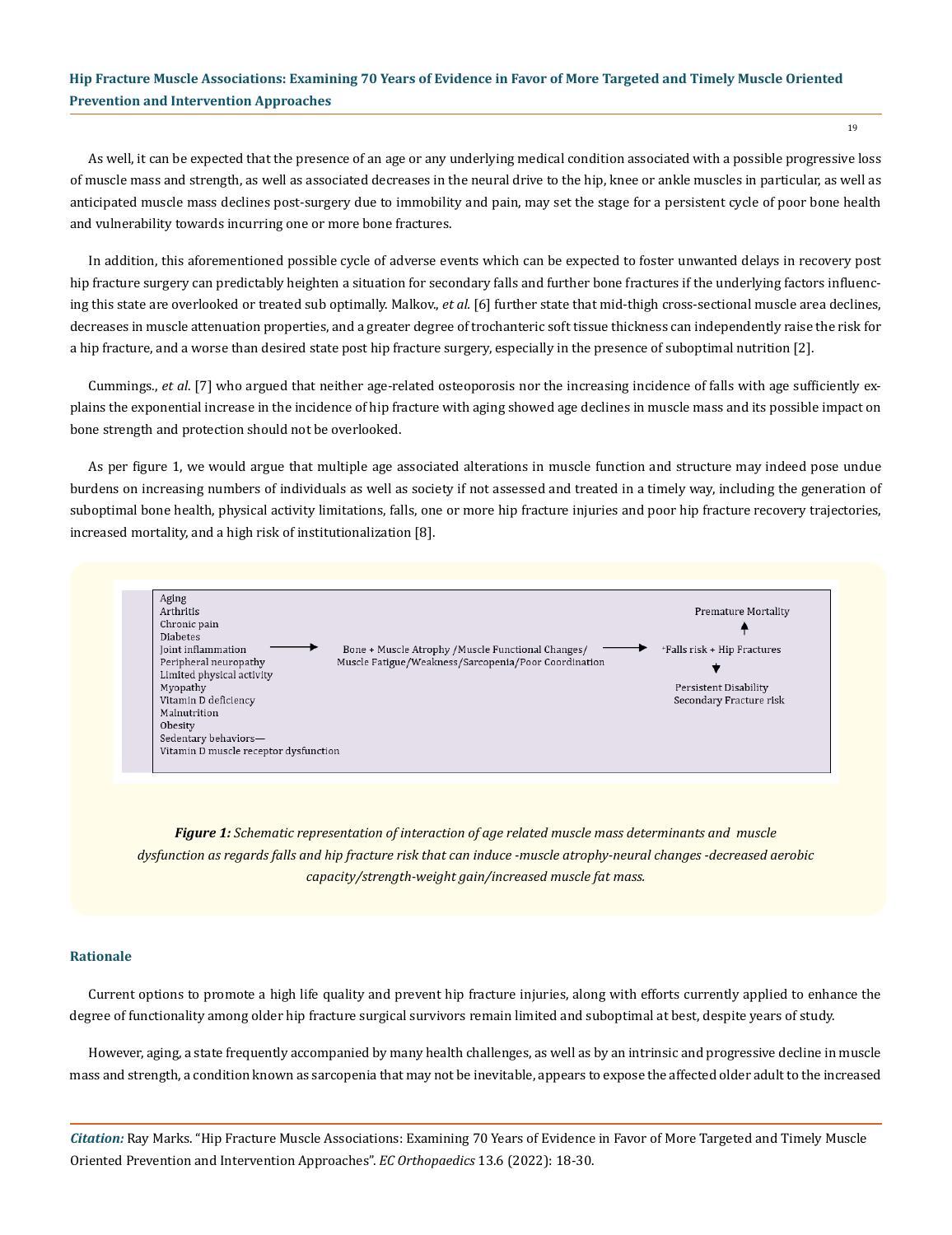As well, it can be expected that the presence of an age or any underlying medical condition associated with a possible progressive loss of muscle mass and strength, as well as associated decreases in the neural drive to the hip, knee or ankle muscles in particular, as well as anticipated muscle mass declines post-surgery due to immobility and pain, may set the stage for a persistent cycle of poor bone health and vulnerability towards incurring one or more bone fractures.

In addition, this aforementioned possible cycle of adverse events which can be expected to foster unwanted delays in recovery post hip fracture surgery can predictably heighten a situation for secondary falls and further bone fractures if the underlying factors influencing this state are overlooked or treated sub optimally. Malkov., *et al*. [6] further state that mid-thigh cross-sectional muscle area declines, decreases in muscle attenuation properties, and a greater degree of trochanteric soft tissue thickness can independently raise the risk for a hip fracture, and a worse than desired state post hip fracture surgery, especially in the presence of suboptimal nutrition [2].

Cummings., *et al*. [7] who argued that neither age-related osteoporosis nor the increasing incidence of falls with age sufficiently explains the exponential increase in the incidence of hip fracture with aging showed age declines in muscle mass and its possible impact on bone strength and protection should not be overlooked.

As per figure 1, we would argue that multiple age associated alterations in muscle function and structure may indeed pose undue burdens on increasing numbers of individuals as well as society if not assessed and treated in a timely way, including the generation of suboptimal bone health, physical activity limitations, falls, one or more hip fracture injuries and poor hip fracture recovery trajectories, increased mortality, and a high risk of institutionalization [8].

Aging
Arthritis
Chronic pain
Diabetes
Joint inflammation
Peripheral neuropathy
Limited physical activity
Myopathy
Vitamin D deficiency
Malnutrition
Obesity
Sedentary behaviors—
Vitamin D muscle receptor dysfunction

→ Bone + Muscle Atrophy /Muscle Functional Changes/ Muscle Fatigue/Weakness/Sarcopenia/Poor Coordination →

+Falls risk + Hip Fractures

↑ Premature Mortality

↓ Persistent Disability
Secondary Fracture risk

*Figure 1: Schematic representation of interaction of age related muscle mass determinants and muscle dysfunction as regards falls and hip fracture risk that can induce -muscle atrophy-neural changes -decreased aerobic capacity/strength-weight gain/increased muscle fat mass.*

## Rationale

Current options to promote a high life quality and prevent hip fracture injuries, along with efforts currently applied to enhance the degree of functionality among older hip fracture surgical survivors remain limited and suboptimal at best, despite years of study.

However, aging, a state frequently accompanied by many health challenges, as well as by an intrinsic and progressive decline in muscle mass and strength, a condition known as sarcopenia that may not be inevitable, appears to expose the affected older adult to the increased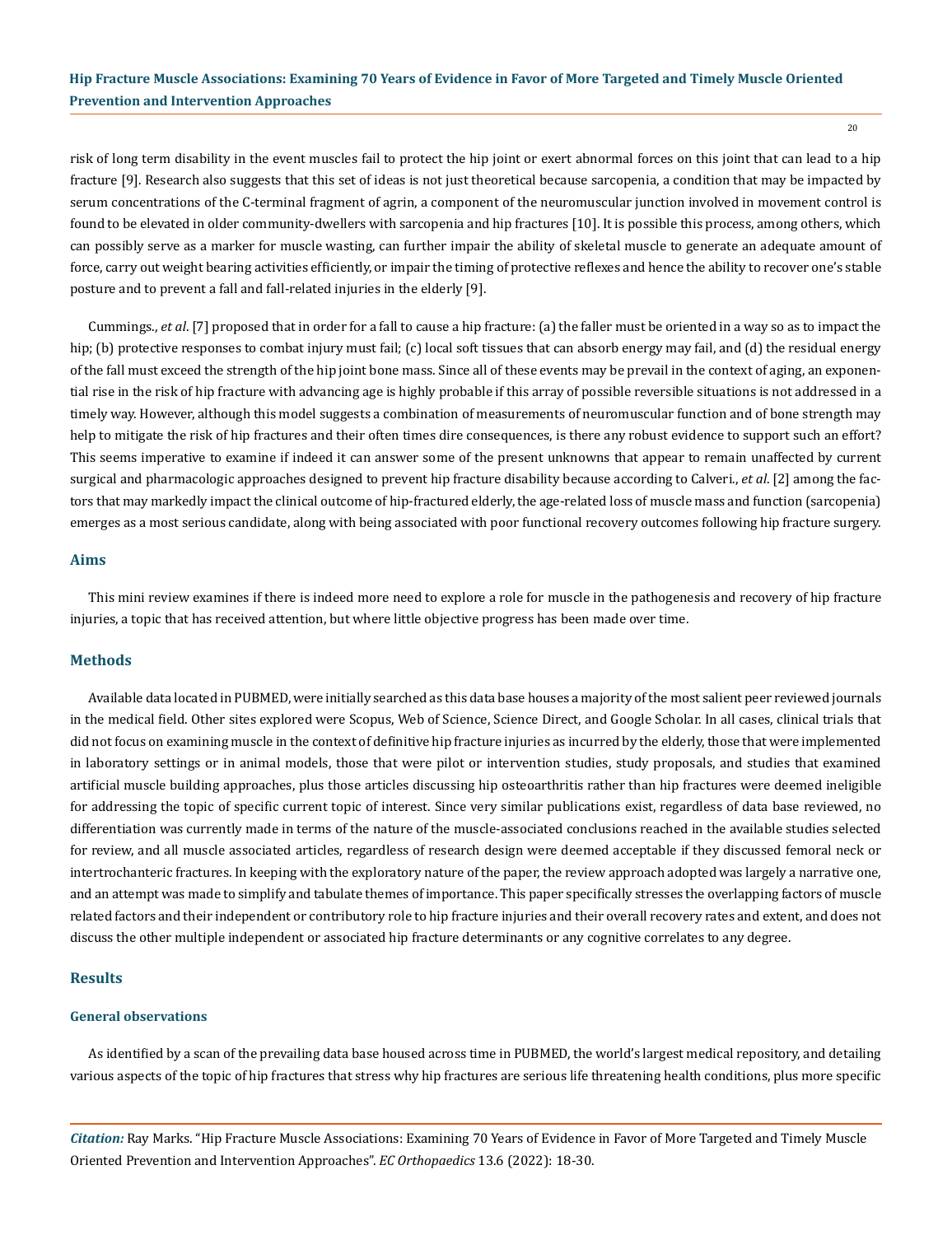risk of long term disability in the event muscles fail to protect the hip joint or exert abnormal forces on this joint that can lead to a hip fracture [9]. Research also suggests that this set of ideas is not just theoretical because sarcopenia, a condition that may be impacted by serum concentrations of the C-terminal fragment of agrin, a component of the neuromuscular junction involved in movement control is found to be elevated in older community-dwellers with sarcopenia and hip fractures [10]. It is possible this process, among others, which can possibly serve as a marker for muscle wasting, can further impair the ability of skeletal muscle to generate an adequate amount of force, carry out weight bearing activities efficiently, or impair the timing of protective reflexes and hence the ability to recover one's stable posture and to prevent a fall and fall-related injuries in the elderly [9].

Cummings., *et al*. [7] proposed that in order for a fall to cause a hip fracture: (a) the faller must be oriented in a way so as to impact the hip; (b) protective responses to combat injury must fail; (c) local soft tissues that can absorb energy may fail, and (d) the residual energy of the fall must exceed the strength of the hip joint bone mass. Since all of these events may be prevail in the context of aging, an exponential rise in the risk of hip fracture with advancing age is highly probable if this array of possible reversible situations is not addressed in a timely way. However, although this model suggests a combination of measurements of neuromuscular function and of bone strength may help to mitigate the risk of hip fractures and their often times dire consequences, is there any robust evidence to support such an effort? This seems imperative to examine if indeed it can answer some of the present unknowns that appear to remain unaffected by current surgical and pharmacologic approaches designed to prevent hip fracture disability because according to Calveri., *et al*. [2] among the factors that may markedly impact the clinical outcome of hip-fractured elderly, the age-related loss of muscle mass and function (sarcopenia) emerges as a most serious candidate, along with being associated with poor functional recovery outcomes following hip fracture surgery.

## Aims

This mini review examines if there is indeed more need to explore a role for muscle in the pathogenesis and recovery of hip fracture injuries, a topic that has received attention, but where little objective progress has been made over time.

## Methods

Available data located in PUBMED, were initially searched as this data base houses a majority of the most salient peer reviewed journals in the medical field. Other sites explored were Scopus, Web of Science, Science Direct, and Google Scholar. In all cases, clinical trials that did not focus on examining muscle in the context of definitive hip fracture injuries as incurred by the elderly, those that were implemented in laboratory settings or in animal models, those that were pilot or intervention studies, study proposals, and studies that examined artificial muscle building approaches, plus those articles discussing hip osteoarthritis rather than hip fractures were deemed ineligible for addressing the topic of specific current topic of interest. Since very similar publications exist, regardless of data base reviewed, no differentiation was currently made in terms of the nature of the muscle-associated conclusions reached in the available studies selected for review, and all muscle associated articles, regardless of research design were deemed acceptable if they discussed femoral neck or intertrochanteric fractures. In keeping with the exploratory nature of the paper, the review approach adopted was largely a narrative one, and an attempt was made to simplify and tabulate themes of importance. This paper specifically stresses the overlapping factors of muscle related factors and their independent or contributory role to hip fracture injuries and their overall recovery rates and extent, and does not discuss the other multiple independent or associated hip fracture determinants or any cognitive correlates to any degree.

## Results

### General observations

As identified by a scan of the prevailing data base housed across time in PUBMED, the world's largest medical repository, and detailing various aspects of the topic of hip fractures that stress why hip fractures are serious life threatening health conditions, plus more specific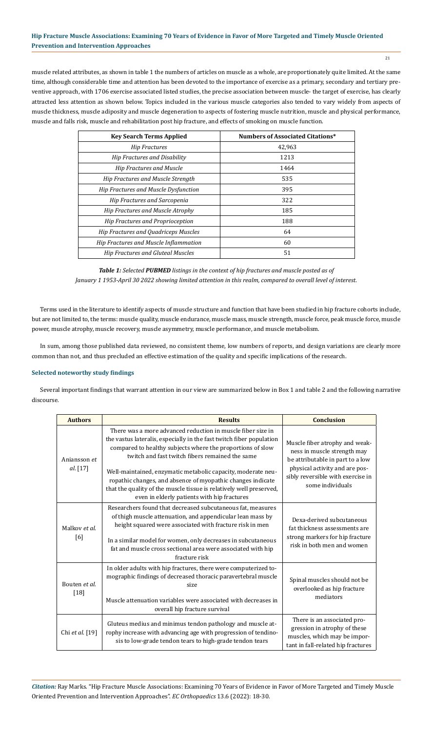muscle related attributes, as shown in table 1 the numbers of articles on muscle as a whole, are proportionately quite limited. At the same time, although considerable time and attention has been devoted to the importance of exercise as a primary, secondary and tertiary preventive approach, with 1706 exercise associated listed studies, the precise association between muscle- the target of exercise, has clearly attracted less attention as shown below. Topics included in the various muscle categories also tended to vary widely from aspects of muscle thickness, muscle adiposity and muscle degeneration to aspects of fostering muscle nutrition, muscle and physical performance, muscle and falls risk, muscle and rehabilitation post hip fracture, and effects of smoking on muscle function.

| Key Search Terms Applied | Numbers of Associated Citations* |
|---|---|
| *Hip Fractures* | 42,963 |
| *Hip Fractures and Disability* | 1213 |
| *Hip Fractures and Muscle* | 1464 |
| *Hip Fractures and Muscle Strength* | 535 |
| *Hip Fractures and Muscle Dysfunction* | 395 |
| *Hip Fractures and Sarcopenia* | 322 |
| *Hip Fractures and Muscle Atrophy* | 185 |
| *Hip Fractures and Proprioception* | 188 |
| *Hip Fractures and Quadriceps Muscles* | 64 |
| *Hip Fractures and Muscle Inflammation* | 60 |
| *Hip Fractures and Gluteal Muscles* | 51 |

***Table 1:*** *Selected* ***PUBMED*** *listings in the context of hip fractures and muscle posted as of January 1 1953-April 30 2022 showing limited attention in this realm, compared to overall level of interest.*

Terms used in the literature to identify aspects of muscle structure and function that have been studied in hip fracture cohorts include, but are not limited to, the terms: muscle quality, muscle endurance, muscle mass, muscle strength, muscle force, peak muscle force, muscle power, muscle atrophy, muscle recovery, muscle asymmetry, muscle performance, and muscle metabolism.

In sum, among those published data reviewed, no consistent theme, low numbers of reports, and design variations are clearly more common than not, and thus precluded an effective estimation of the quality and specific implications of the research.

### Selected noteworthy study findings

Several important findings that warrant attention in our view are summarized below in Box 1 and table 2 and the following narrative discourse.

| Authors | Results | Conclusion |
|---|---|---|
| Aniansson *et al.* [17] | There was a more advanced reduction in muscle fiber size in the vastus lateralis, especially in the fast twitch fiber population compared to healthy subjects where the proportions of slow twitch and fast twitch fibers remained the same<br><br>Well-maintained, enzymatic metabolic capacity, moderate neuropathic changes, and absence of myopathic changes indicate that the quality of the muscle tissue is relatively well preserved, even in elderly patients with hip fractures | Muscle fiber atrophy and weakness in muscle strength may be attributable in part to a low physical activity and are possibly reversible with exercise in some individuals |
| Malkov *et al.* [6] | Researchers found that decreased subcutaneous fat, measures of thigh muscle attenuation, and appendicular lean mass by height squared were associated with fracture risk in men<br><br>In a similar model for women, only decreases in subcutaneous fat and muscle cross sectional area were associated with hip fracture risk | Dexa-derived subcutaneous fat thickness assessments are strong markers for hip fracture risk in both men and women |
| Bouten *et al.* [18] | In older adults with hip fractures, there were computerized tomographic findings of decreased thoracic paravertebral muscle size<br><br>Muscle attenuation variables were associated with decreases in overall hip fracture survival | Spinal muscles should not be overlooked as hip fracture mediators |
| Chi *et al.* [19] | Gluteus medius and minimus tendon pathology and muscle atrophy increase with advancing age with progression of tendinosis to low-grade tendon tears to high-grade tendon tears | There is an associated progression in atrophy of these muscles, which may be important in fall-related hip fractures |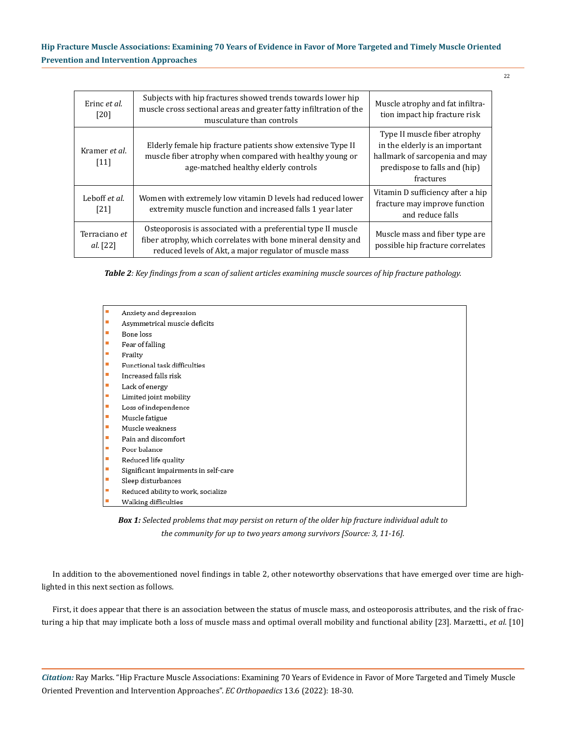| | | |
|---|---|---|
| Erinc *et al.* [20] | Subjects with hip fractures showed trends towards lower hip muscle cross sectional areas and greater fatty infiltration of the musculature than controls | Muscle atrophy and fat infiltration impact hip fracture risk |
| Kramer *et al.* [11] | Elderly female hip fracture patients show extensive Type II muscle fiber atrophy when compared with healthy young or age-matched healthy elderly controls | Type II muscle fiber atrophy in the elderly is an important hallmark of sarcopenia and may predispose to falls and (hip) fractures |
| Leboff *et al.* [21] | Women with extremely low vitamin D levels had reduced lower extremity muscle function and increased falls 1 year later | Vitamin D sufficiency after a hip fracture may improve function and reduce falls |
| Terraciano *et al.* [22] | Osteoporosis is associated with a preferential type II muscle fiber atrophy, which correlates with bone mineral density and reduced levels of Akt, a major regulator of muscle mass | Muscle mass and fiber type are possible hip fracture correlates |

***Table 2**: Key findings from a scan of salient articles examining muscle sources of hip fracture pathology.*

- Anxiety and depression
- Asymmetrical muscle deficits
- Bone loss
- Fear of falling
- Frailty
- Functional task difficulties
- Increased falls risk
- Lack of energy
- Limited joint mobility
- Loss of independence
- Muscle fatigue
- Muscle weakness
- Pain and discomfort
- Poor balance
- Reduced life quality
- Significant impairments in self-care
- Sleep disturbances
- Reduced ability to work, socialize
- Walking difficulties

***Box 1:** Selected problems that may persist on return of the older hip fracture individual adult to the community for up to two years among survivors [Source: 3, 11-16].*

In addition to the abovementioned novel findings in table 2, other noteworthy observations that have emerged over time are highlighted in this next section as follows.

First, it does appear that there is an association between the status of muscle mass, and osteoporosis attributes, and the risk of fracturing a hip that may implicate both a loss of muscle mass and optimal overall mobility and functional ability [23]. Marzetti., *et al.* [10]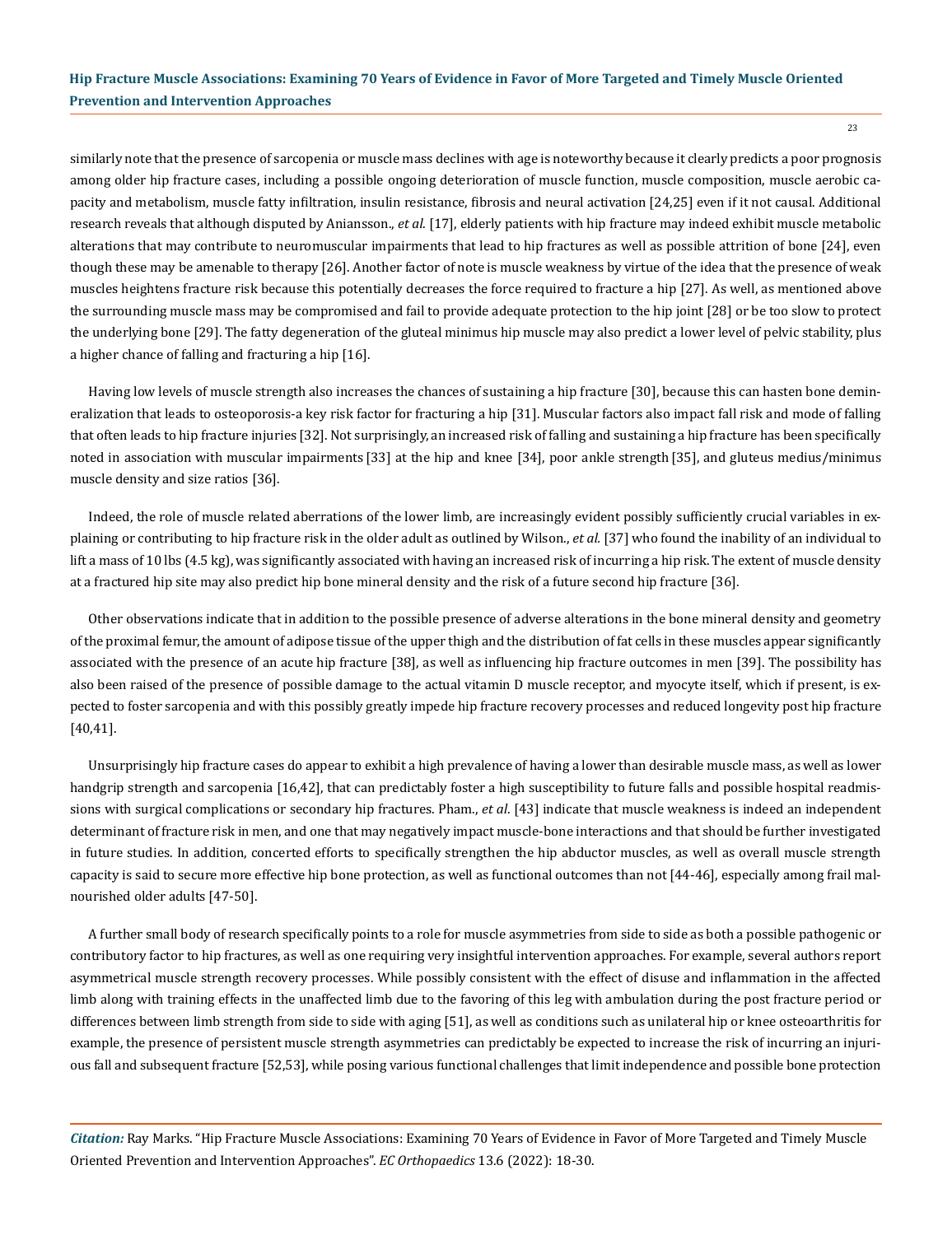similarly note that the presence of sarcopenia or muscle mass declines with age is noteworthy because it clearly predicts a poor prognosis among older hip fracture cases, including a possible ongoing deterioration of muscle function, muscle composition, muscle aerobic capacity and metabolism, muscle fatty infiltration, insulin resistance, fibrosis and neural activation [24,25] even if it not causal. Additional research reveals that although disputed by Aniansson., *et al*. [17], elderly patients with hip fracture may indeed exhibit muscle metabolic alterations that may contribute to neuromuscular impairments that lead to hip fractures as well as possible attrition of bone [24], even though these may be amenable to therapy [26]. Another factor of note is muscle weakness by virtue of the idea that the presence of weak muscles heightens fracture risk because this potentially decreases the force required to fracture a hip [27]. As well, as mentioned above the surrounding muscle mass may be compromised and fail to provide adequate protection to the hip joint [28] or be too slow to protect the underlying bone [29]. The fatty degeneration of the gluteal minimus hip muscle may also predict a lower level of pelvic stability, plus a higher chance of falling and fracturing a hip [16].

Having low levels of muscle strength also increases the chances of sustaining a hip fracture [30], because this can hasten bone demineralization that leads to osteoporosis-a key risk factor for fracturing a hip [31]. Muscular factors also impact fall risk and mode of falling that often leads to hip fracture injuries [32]. Not surprisingly, an increased risk of falling and sustaining a hip fracture has been specifically noted in association with muscular impairments [33] at the hip and knee [34], poor ankle strength [35], and gluteus medius/minimus muscle density and size ratios [36].

Indeed, the role of muscle related aberrations of the lower limb, are increasingly evident possibly sufficiently crucial variables in explaining or contributing to hip fracture risk in the older adult as outlined by Wilson., *et al*. [37] who found the inability of an individual to lift a mass of 10 lbs (4.5 kg), was significantly associated with having an increased risk of incurring a hip risk. The extent of muscle density at a fractured hip site may also predict hip bone mineral density and the risk of a future second hip fracture [36].

Other observations indicate that in addition to the possible presence of adverse alterations in the bone mineral density and geometry of the proximal femur, the amount of adipose tissue of the upper thigh and the distribution of fat cells in these muscles appear significantly associated with the presence of an acute hip fracture [38], as well as influencing hip fracture outcomes in men [39]. The possibility has also been raised of the presence of possible damage to the actual vitamin D muscle receptor, and myocyte itself, which if present, is expected to foster sarcopenia and with this possibly greatly impede hip fracture recovery processes and reduced longevity post hip fracture [40,41].

Unsurprisingly hip fracture cases do appear to exhibit a high prevalence of having a lower than desirable muscle mass, as well as lower handgrip strength and sarcopenia [16,42], that can predictably foster a high susceptibility to future falls and possible hospital readmissions with surgical complications or secondary hip fractures. Pham., *et al*. [43] indicate that muscle weakness is indeed an independent determinant of fracture risk in men, and one that may negatively impact muscle-bone interactions and that should be further investigated in future studies. In addition, concerted efforts to specifically strengthen the hip abductor muscles, as well as overall muscle strength capacity is said to secure more effective hip bone protection, as well as functional outcomes than not [44-46], especially among frail malnourished older adults [47-50].

A further small body of research specifically points to a role for muscle asymmetries from side to side as both a possible pathogenic or contributory factor to hip fractures, as well as one requiring very insightful intervention approaches. For example, several authors report asymmetrical muscle strength recovery processes. While possibly consistent with the effect of disuse and inflammation in the affected limb along with training effects in the unaffected limb due to the favoring of this leg with ambulation during the post fracture period or differences between limb strength from side to side with aging [51], as well as conditions such as unilateral hip or knee osteoarthritis for example, the presence of persistent muscle strength asymmetries can predictably be expected to increase the risk of incurring an injurious fall and subsequent fracture [52,53], while posing various functional challenges that limit independence and possible bone protection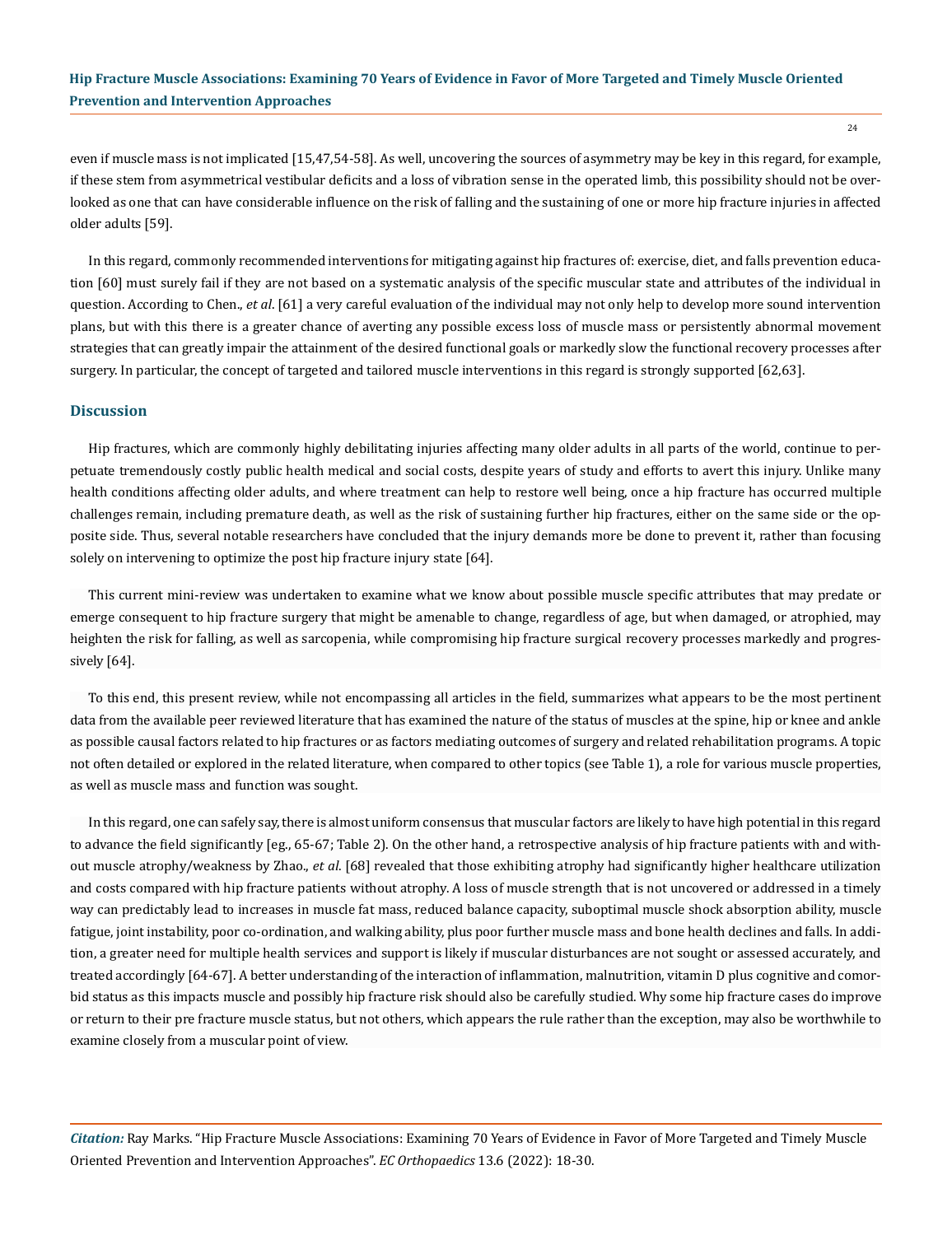even if muscle mass is not implicated [15,47,54-58]. As well, uncovering the sources of asymmetry may be key in this regard, for example, if these stem from asymmetrical vestibular deficits and a loss of vibration sense in the operated limb, this possibility should not be overlooked as one that can have considerable influence on the risk of falling and the sustaining of one or more hip fracture injuries in affected older adults [59].

In this regard, commonly recommended interventions for mitigating against hip fractures of: exercise, diet, and falls prevention education [60] must surely fail if they are not based on a systematic analysis of the specific muscular state and attributes of the individual in question. According to Chen., *et al*. [61] a very careful evaluation of the individual may not only help to develop more sound intervention plans, but with this there is a greater chance of averting any possible excess loss of muscle mass or persistently abnormal movement strategies that can greatly impair the attainment of the desired functional goals or markedly slow the functional recovery processes after surgery. In particular, the concept of targeted and tailored muscle interventions in this regard is strongly supported [62,63].

## Discussion

Hip fractures, which are commonly highly debilitating injuries affecting many older adults in all parts of the world, continue to perpetuate tremendously costly public health medical and social costs, despite years of study and efforts to avert this injury. Unlike many health conditions affecting older adults, and where treatment can help to restore well being, once a hip fracture has occurred multiple challenges remain, including premature death, as well as the risk of sustaining further hip fractures, either on the same side or the opposite side. Thus, several notable researchers have concluded that the injury demands more be done to prevent it, rather than focusing solely on intervening to optimize the post hip fracture injury state [64].

This current mini-review was undertaken to examine what we know about possible muscle specific attributes that may predate or emerge consequent to hip fracture surgery that might be amenable to change, regardless of age, but when damaged, or atrophied, may heighten the risk for falling, as well as sarcopenia, while compromising hip fracture surgical recovery processes markedly and progressively [64].

To this end, this present review, while not encompassing all articles in the field, summarizes what appears to be the most pertinent data from the available peer reviewed literature that has examined the nature of the status of muscles at the spine, hip or knee and ankle as possible causal factors related to hip fractures or as factors mediating outcomes of surgery and related rehabilitation programs. A topic not often detailed or explored in the related literature, when compared to other topics (see Table 1), a role for various muscle properties, as well as muscle mass and function was sought.

In this regard, one can safely say, there is almost uniform consensus that muscular factors are likely to have high potential in this regard to advance the field significantly [eg., 65-67; Table 2]. On the other hand, a retrospective analysis of hip fracture patients with and without muscle atrophy/weakness by Zhao., *et al*. [68] revealed that those exhibiting atrophy had significantly higher healthcare utilization and costs compared with hip fracture patients without atrophy. A loss of muscle strength that is not uncovered or addressed in a timely way can predictably lead to increases in muscle fat mass, reduced balance capacity, suboptimal muscle shock absorption ability, muscle fatigue, joint instability, poor co-ordination, and walking ability, plus poor further muscle mass and bone health declines and falls. In addition, a greater need for multiple health services and support is likely if muscular disturbances are not sought or assessed accurately, and treated accordingly [64-67]. A better understanding of the interaction of inflammation, malnutrition, vitamin D plus cognitive and comorbid status as this impacts muscle and possibly hip fracture risk should also be carefully studied. Why some hip fracture cases do improve or return to their pre fracture muscle status, but not others, which appears the rule rather than the exception, may also be worthwhile to examine closely from a muscular point of view.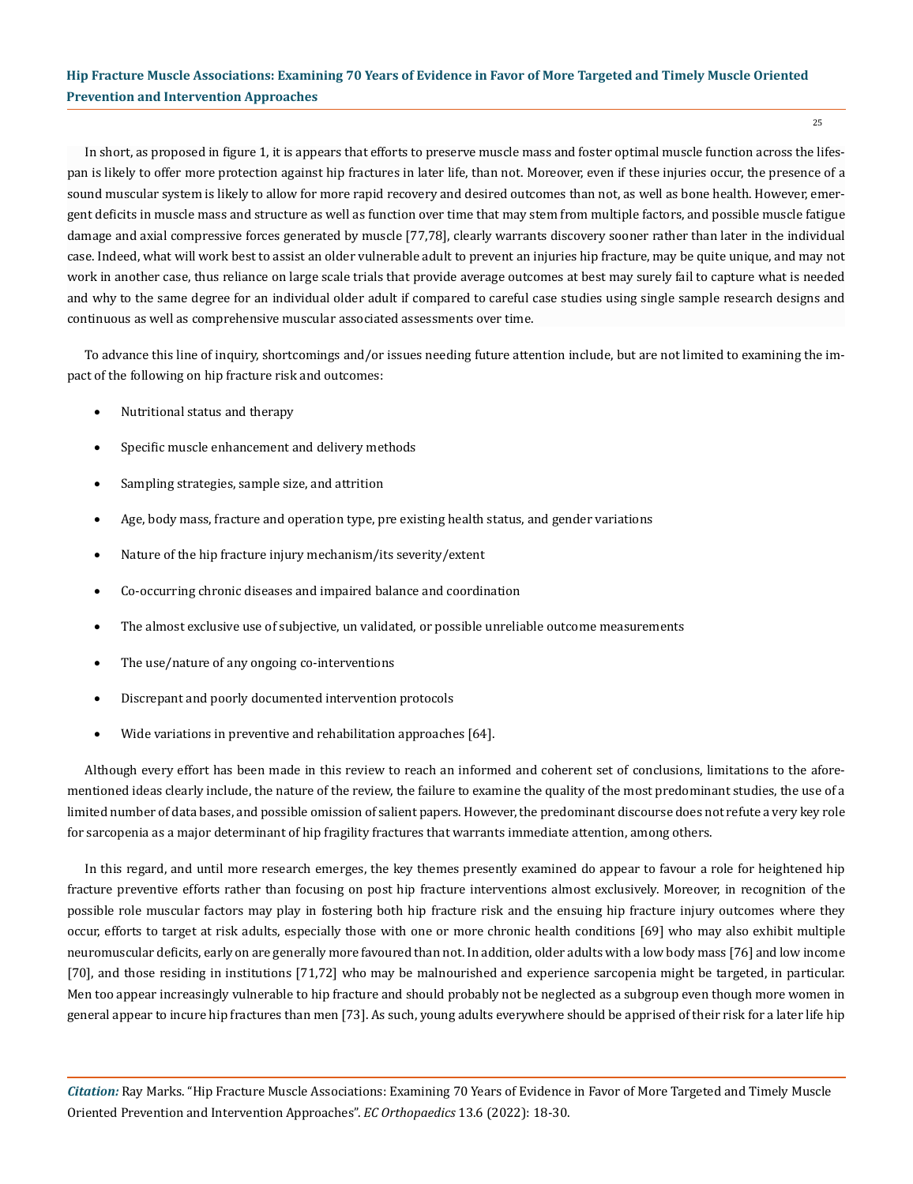In short, as proposed in figure 1, it is appears that efforts to preserve muscle mass and foster optimal muscle function across the lifespan is likely to offer more protection against hip fractures in later life, than not. Moreover, even if these injuries occur, the presence of a sound muscular system is likely to allow for more rapid recovery and desired outcomes than not, as well as bone health. However, emergent deficits in muscle mass and structure as well as function over time that may stem from multiple factors, and possible muscle fatigue damage and axial compressive forces generated by muscle [77,78], clearly warrants discovery sooner rather than later in the individual case. Indeed, what will work best to assist an older vulnerable adult to prevent an injuries hip fracture, may be quite unique, and may not work in another case, thus reliance on large scale trials that provide average outcomes at best may surely fail to capture what is needed and why to the same degree for an individual older adult if compared to careful case studies using single sample research designs and continuous as well as comprehensive muscular associated assessments over time.

To advance this line of inquiry, shortcomings and/or issues needing future attention include, but are not limited to examining the impact of the following on hip fracture risk and outcomes:

- Nutritional status and therapy
- Specific muscle enhancement and delivery methods
- Sampling strategies, sample size, and attrition
- Age, body mass, fracture and operation type, pre existing health status, and gender variations
- Nature of the hip fracture injury mechanism/its severity/extent
- Co-occurring chronic diseases and impaired balance and coordination
- The almost exclusive use of subjective, un validated, or possible unreliable outcome measurements
- The use/nature of any ongoing co-interventions
- Discrepant and poorly documented intervention protocols
- Wide variations in preventive and rehabilitation approaches [64].

Although every effort has been made in this review to reach an informed and coherent set of conclusions, limitations to the aforementioned ideas clearly include, the nature of the review, the failure to examine the quality of the most predominant studies, the use of a limited number of data bases, and possible omission of salient papers. However, the predominant discourse does not refute a very key role for sarcopenia as a major determinant of hip fragility fractures that warrants immediate attention, among others.

In this regard, and until more research emerges, the key themes presently examined do appear to favour a role for heightened hip fracture preventive efforts rather than focusing on post hip fracture interventions almost exclusively. Moreover, in recognition of the possible role muscular factors may play in fostering both hip fracture risk and the ensuing hip fracture injury outcomes where they occur, efforts to target at risk adults, especially those with one or more chronic health conditions [69] who may also exhibit multiple neuromuscular deficits, early on are generally more favoured than not. In addition, older adults with a low body mass [76] and low income [70], and those residing in institutions [71,72] who may be malnourished and experience sarcopenia might be targeted, in particular. Men too appear increasingly vulnerable to hip fracture and should probably not be neglected as a subgroup even though more women in general appear to incure hip fractures than men [73]. As such, young adults everywhere should be apprised of their risk for a later life hip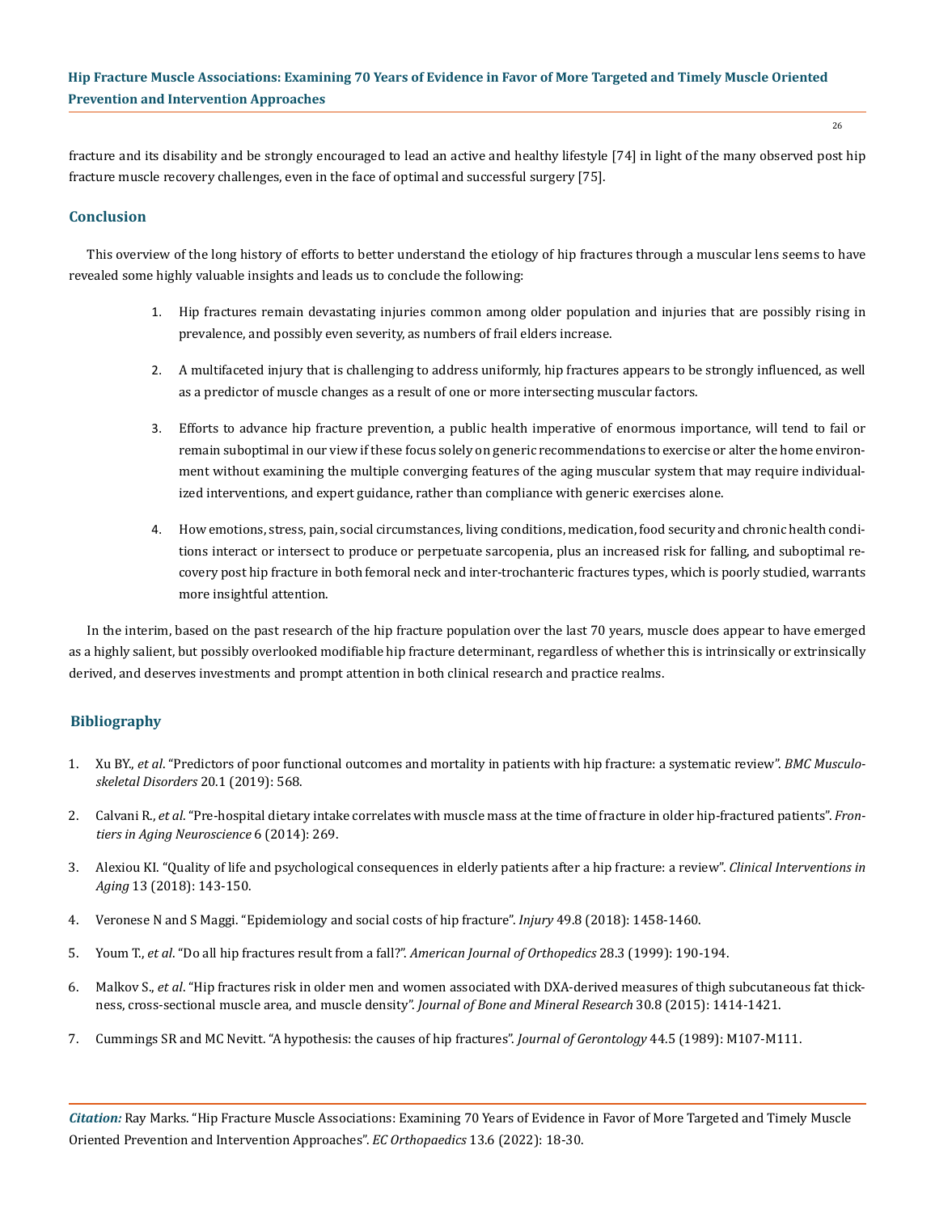fracture and its disability and be strongly encouraged to lead an active and healthy lifestyle [74] in light of the many observed post hip fracture muscle recovery challenges, even in the face of optimal and successful surgery [75].

## Conclusion

This overview of the long history of efforts to better understand the etiology of hip fractures through a muscular lens seems to have revealed some highly valuable insights and leads us to conclude the following:

1. Hip fractures remain devastating injuries common among older population and injuries that are possibly rising in prevalence, and possibly even severity, as numbers of frail elders increase.
2. A multifaceted injury that is challenging to address uniformly, hip fractures appears to be strongly influenced, as well as a predictor of muscle changes as a result of one or more intersecting muscular factors.
3. Efforts to advance hip fracture prevention, a public health imperative of enormous importance, will tend to fail or remain suboptimal in our view if these focus solely on generic recommendations to exercise or alter the home environment without examining the multiple converging features of the aging muscular system that may require individualized interventions, and expert guidance, rather than compliance with generic exercises alone.
4. How emotions, stress, pain, social circumstances, living conditions, medication, food security and chronic health conditions interact or intersect to produce or perpetuate sarcopenia, plus an increased risk for falling, and suboptimal recovery post hip fracture in both femoral neck and inter-trochanteric fractures types, which is poorly studied, warrants more insightful attention.

In the interim, based on the past research of the hip fracture population over the last 70 years, muscle does appear to have emerged as a highly salient, but possibly overlooked modifiable hip fracture determinant, regardless of whether this is intrinsically or extrinsically derived, and deserves investments and prompt attention in both clinical research and practice realms.

## Bibliography

1. Xu BY., *et al*. "Predictors of poor functional outcomes and mortality in patients with hip fracture: a systematic review". *BMC Musculoskeletal Disorders* 20.1 (2019): 568.
2. Calvani R., *et al*. "Pre-hospital dietary intake correlates with muscle mass at the time of fracture in older hip-fractured patients". *Frontiers in Aging Neuroscience* 6 (2014): 269.
3. Alexiou KI. "Quality of life and psychological consequences in elderly patients after a hip fracture: a review". *Clinical Interventions in Aging* 13 (2018): 143-150.
4. Veronese N and S Maggi. "Epidemiology and social costs of hip fracture". *Injury* 49.8 (2018): 1458-1460.
5. Youm T., *et al*. "Do all hip fractures result from a fall?". *American Journal of Orthopedics* 28.3 (1999): 190-194.
6. Malkov S., *et al*. "Hip fractures risk in older men and women associated with DXA-derived measures of thigh subcutaneous fat thickness, cross-sectional muscle area, and muscle density". *Journal of Bone and Mineral Research* 30.8 (2015): 1414-1421.
7. Cummings SR and MC Nevitt. "A hypothesis: the causes of hip fractures". *Journal of Gerontology* 44.5 (1989): M107-M111.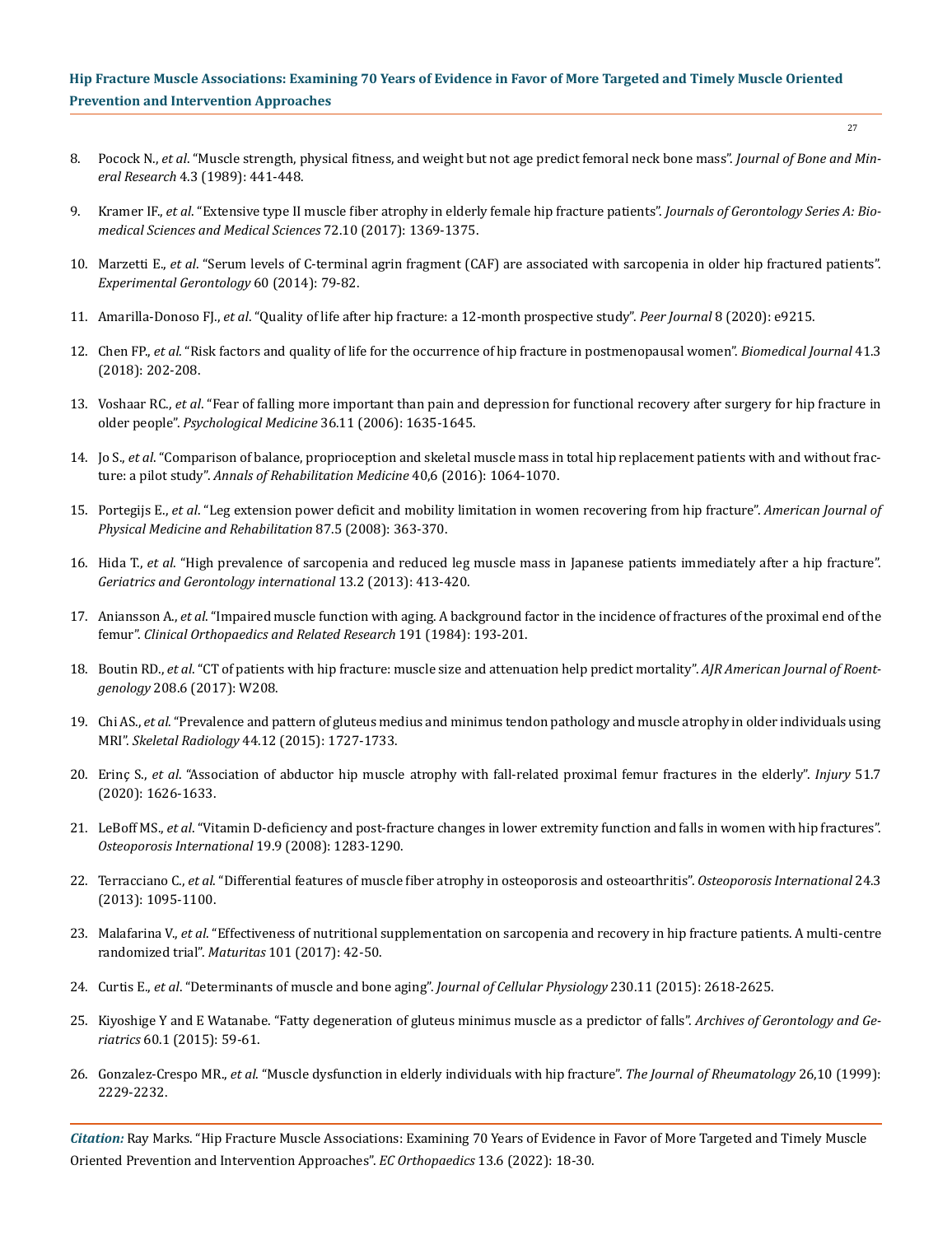8. Pocock N., *et al*. "Muscle strength, physical fitness, and weight but not age predict femoral neck bone mass". *Journal of Bone and Mineral Research* 4.3 (1989): 441-448.

9. Kramer IF., *et al*. "Extensive type II muscle fiber atrophy in elderly female hip fracture patients". *Journals of Gerontology Series A: Biomedical Sciences and Medical Sciences* 72.10 (2017): 1369-1375.

10. Marzetti E., *et al*. "Serum levels of C-terminal agrin fragment (CAF) are associated with sarcopenia in older hip fractured patients". *Experimental Gerontology* 60 (2014): 79-82.

11. Amarilla-Donoso FJ., *et al*. "Quality of life after hip fracture: a 12-month prospective study". *Peer Journal* 8 (2020): e9215.

12. Chen FP., *et al*. "Risk factors and quality of life for the occurrence of hip fracture in postmenopausal women". *Biomedical Journal* 41.3 (2018): 202-208.

13. Voshaar RC., *et al*. "Fear of falling more important than pain and depression for functional recovery after surgery for hip fracture in older people". *Psychological Medicine* 36.11 (2006): 1635-1645.

14. Jo S., *et al*. "Comparison of balance, proprioception and skeletal muscle mass in total hip replacement patients with and without fracture: a pilot study". *Annals of Rehabilitation Medicine* 40,6 (2016): 1064-1070.

15. Portegijs E., *et al*. "Leg extension power deficit and mobility limitation in women recovering from hip fracture". *American Journal of Physical Medicine and Rehabilitation* 87.5 (2008): 363-370.

16. Hida T., *et al*. "High prevalence of sarcopenia and reduced leg muscle mass in Japanese patients immediately after a hip fracture". *Geriatrics and Gerontology international* 13.2 (2013): 413-420.

17. Aniansson A., *et al*. "Impaired muscle function with aging. A background factor in the incidence of fractures of the proximal end of the femur". *Clinical Orthopaedics and Related Research* 191 (1984): 193-201.

18. Boutin RD., *et al*. "CT of patients with hip fracture: muscle size and attenuation help predict mortality". *AJR American Journal of Roentgenology* 208.6 (2017): W208.

19. Chi AS., *et al*. "Prevalence and pattern of gluteus medius and minimus tendon pathology and muscle atrophy in older individuals using MRI". *Skeletal Radiology* 44.12 (2015): 1727-1733.

20. Erinç S., *et al*. "Association of abductor hip muscle atrophy with fall-related proximal femur fractures in the elderly". *Injury* 51.7 (2020): 1626-1633.

21. LeBoff MS., *et al*. "Vitamin D-deficiency and post-fracture changes in lower extremity function and falls in women with hip fractures". *Osteoporosis International* 19.9 (2008): 1283-1290.

22. Terracciano C., *et al*. "Differential features of muscle fiber atrophy in osteoporosis and osteoarthritis". *Osteoporosis International* 24.3 (2013): 1095-1100.

23. Malafarina V., *et al*. "Effectiveness of nutritional supplementation on sarcopenia and recovery in hip fracture patients. A multi-centre randomized trial". *Maturitas* 101 (2017): 42-50.

24. Curtis E., *et al*. "Determinants of muscle and bone aging". *Journal of Cellular Physiology* 230.11 (2015): 2618-2625.

25. Kiyoshige Y and E Watanabe. "Fatty degeneration of gluteus minimus muscle as a predictor of falls". *Archives of Gerontology and Geriatrics* 60.1 (2015): 59-61.

26. Gonzalez-Crespo MR., *et al*. "Muscle dysfunction in elderly individuals with hip fracture". *The Journal of Rheumatology* 26,10 (1999): 2229-2232.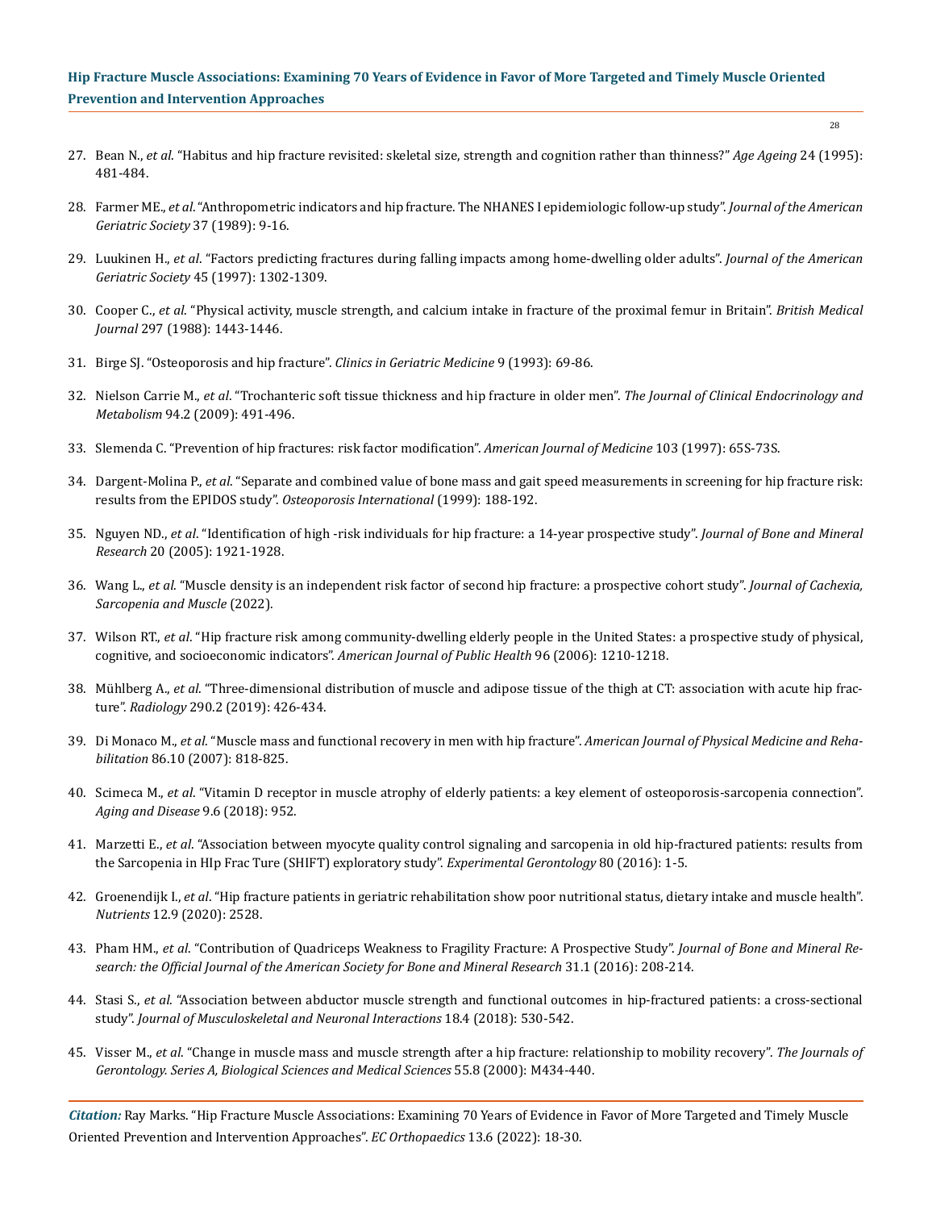27. Bean N., *et al*. "Habitus and hip fracture revisited: skeletal size, strength and cognition rather than thinness?" *Age Ageing* 24 (1995): 481-484.

28. Farmer ME., *et al*. "Anthropometric indicators and hip fracture. The NHANES I epidemiologic follow-up study". *Journal of the American Geriatric Society* 37 (1989): 9-16.

29. Luukinen H., *et al*. "Factors predicting fractures during falling impacts among home-dwelling older adults". *Journal of the American Geriatric Society* 45 (1997): 1302-1309.

30. Cooper C., *et al*. "Physical activity, muscle strength, and calcium intake in fracture of the proximal femur in Britain". *British Medical Journal* 297 (1988): 1443-1446.

31. Birge SJ. "Osteoporosis and hip fracture". *Clinics in Geriatric Medicine* 9 (1993): 69-86.

32. Nielson Carrie M., *et al*. "Trochanteric soft tissue thickness and hip fracture in older men". *The Journal of Clinical Endocrinology and Metabolism* 94.2 (2009): 491-496.

33. Slemenda C. "Prevention of hip fractures: risk factor modification". *American Journal of Medicine* 103 (1997): 65S-73S.

34. Dargent-Molina P., *et al*. "Separate and combined value of bone mass and gait speed measurements in screening for hip fracture risk: results from the EPIDOS study". *Osteoporosis International* (1999): 188-192.

35. Nguyen ND., *et al*. "Identification of high -risk individuals for hip fracture: a 14-year prospective study". *Journal of Bone and Mineral Research* 20 (2005): 1921-1928.

36. Wang L., *et al*. "Muscle density is an independent risk factor of second hip fracture: a prospective cohort study". *Journal of Cachexia, Sarcopenia and Muscle* (2022).

37. Wilson RT., *et al*. "Hip fracture risk among community-dwelling elderly people in the United States: a prospective study of physical, cognitive, and socioeconomic indicators". *American Journal of Public Health* 96 (2006): 1210-1218.

38. Mühlberg A., *et al*. "Three-dimensional distribution of muscle and adipose tissue of the thigh at CT: association with acute hip fracture". *Radiology* 290.2 (2019): 426-434.

39. Di Monaco M., *et al*. "Muscle mass and functional recovery in men with hip fracture". *American Journal of Physical Medicine and Rehabilitation* 86.10 (2007): 818-825.

40. Scimeca M., *et al*. "Vitamin D receptor in muscle atrophy of elderly patients: a key element of osteoporosis-sarcopenia connection". *Aging and Disease* 9.6 (2018): 952.

41. Marzetti E., *et al*. "Association between myocyte quality control signaling and sarcopenia in old hip-fractured patients: results from the Sarcopenia in HIp FracTure (SHIFT) exploratory study". *Experimental Gerontology* 80 (2016): 1-5.

42. Groenendijk I., *et al*. "Hip fracture patients in geriatric rehabilitation show poor nutritional status, dietary intake and muscle health". *Nutrients* 12.9 (2020): 2528.

43. Pham HM., *et al*. "Contribution of Quadriceps Weakness to Fragility Fracture: A Prospective Study". *Journal of Bone and Mineral Research: the Official Journal of the American Society for Bone and Mineral Research* 31.1 (2016): 208-214.

44. Stasi S., *et al*. "Association between abductor muscle strength and functional outcomes in hip-fractured patients: a cross-sectional study". *Journal of Musculoskeletal and Neuronal Interactions* 18.4 (2018): 530-542.

45. Visser M., *et al*. "Change in muscle mass and muscle strength after a hip fracture: relationship to mobility recovery". *The Journals of Gerontology. Series A, Biological Sciences and Medical Sciences* 55.8 (2000): M434-440.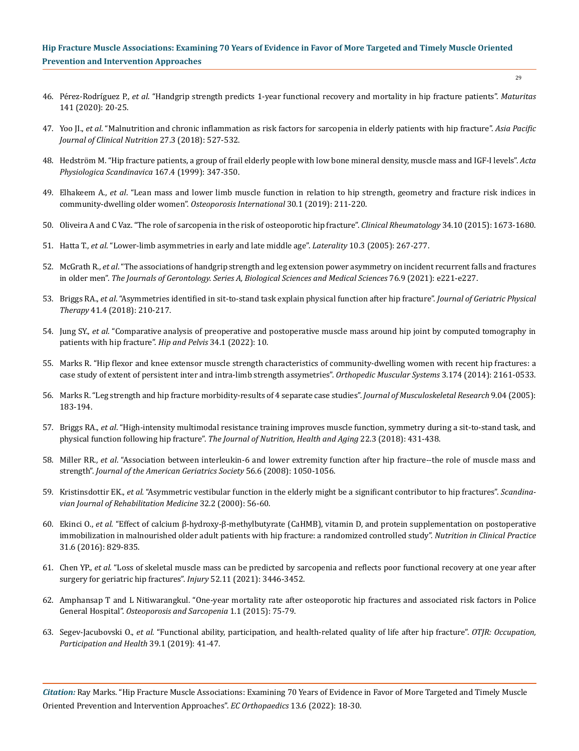46. Pérez-Rodríguez P., *et al*. "Handgrip strength predicts 1-year functional recovery and mortality in hip fracture patients". *Maturitas* 141 (2020): 20-25.

47. Yoo JI., *et al*. "Malnutrition and chronic inflammation as risk factors for sarcopenia in elderly patients with hip fracture". *Asia Pacific Journal of Clinical Nutrition* 27.3 (2018): 527-532.

48. Hedström M. "Hip fracture patients, a group of frail elderly people with low bone mineral density, muscle mass and IGF-I levels". *Acta Physiologica Scandinavica* 167.4 (1999): 347-350.

49. Elhakeem A., *et al*. "Lean mass and lower limb muscle function in relation to hip strength, geometry and fracture risk indices in community-dwelling older women". *Osteoporosis International* 30.1 (2019): 211-220.

50. Oliveira A and C Vaz. "The role of sarcopenia in the risk of osteoporotic hip fracture". *Clinical Rheumatology* 34.10 (2015): 1673-1680.

51. Hatta T., *et al*. "Lower-limb asymmetries in early and late middle age". *Laterality* 10.3 (2005): 267-277.

52. McGrath R., *et al*. "The associations of handgrip strength and leg extension power asymmetry on incident recurrent falls and fractures in older men". *The Journals of Gerontology. Series A, Biological Sciences and Medical Sciences* 76.9 (2021): e221-e227.

53. Briggs RA., *et al*. "Asymmetries identified in sit-to-stand task explain physical function after hip fracture". *Journal of Geriatric Physical Therapy* 41.4 (2018): 210-217.

54. Jung SY., *et al*. "Comparative analysis of preoperative and postoperative muscle mass around hip joint by computed tomography in patients with hip fracture". *Hip and Pelvis* 34.1 (2022): 10.

55. Marks R. "Hip flexor and knee extensor muscle strength characteristics of community-dwelling women with recent hip fractures: a case study of extent of persistent inter and intra-limb strength assymetries". *Orthopedic Muscular Systems* 3.174 (2014): 2161-0533.

56. Marks R. "Leg strength and hip fracture morbidity-results of 4 separate case studies". *Journal of Musculoskeletal Research* 9.04 (2005): 183-194.

57. Briggs RA., *et al*. "High-intensity multimodal resistance training improves muscle function, symmetry during a sit-to-stand task, and physical function following hip fracture". *The Journal of Nutrition, Health and Aging* 22.3 (2018): 431-438.

58. Miller RR., *et al*. "Association between interleukin-6 and lower extremity function after hip fracture--the role of muscle mass and strength". *Journal of the American Geriatrics Society* 56.6 (2008): 1050-1056.

59. Kristinsdottir EK., *et al.* "Asymmetric vestibular function in the elderly might be a significant contributor to hip fractures". *Scandinavian Journal of Rehabilitation Medicine* 32.2 (2000): 56-60.

60. Ekinci O., *et al.* "Effect of calcium β-hydroxy-β-methylbutyrate (CaHMB), vitamin D, and protein supplementation on postoperative immobilization in malnourished older adult patients with hip fracture: a randomized controlled study". *Nutrition in Clinical Practice* 31.6 (2016): 829-835.

61. Chen YP., *et al*. "Loss of skeletal muscle mass can be predicted by sarcopenia and reflects poor functional recovery at one year after surgery for geriatric hip fractures". *Injury* 52.11 (2021): 3446-3452.

62. Amphansap T and L Nitiwarangkul. "One-year mortality rate after osteoporotic hip fractures and associated risk factors in Police General Hospital". *Osteoporosis and Sarcopenia* 1.1 (2015): 75-79.

63. Segev-Jacubovski O., *et al.* "Functional ability, participation, and health-related quality of life after hip fracture". *OTJR: Occupation, Participation and Health* 39.1 (2019): 41-47.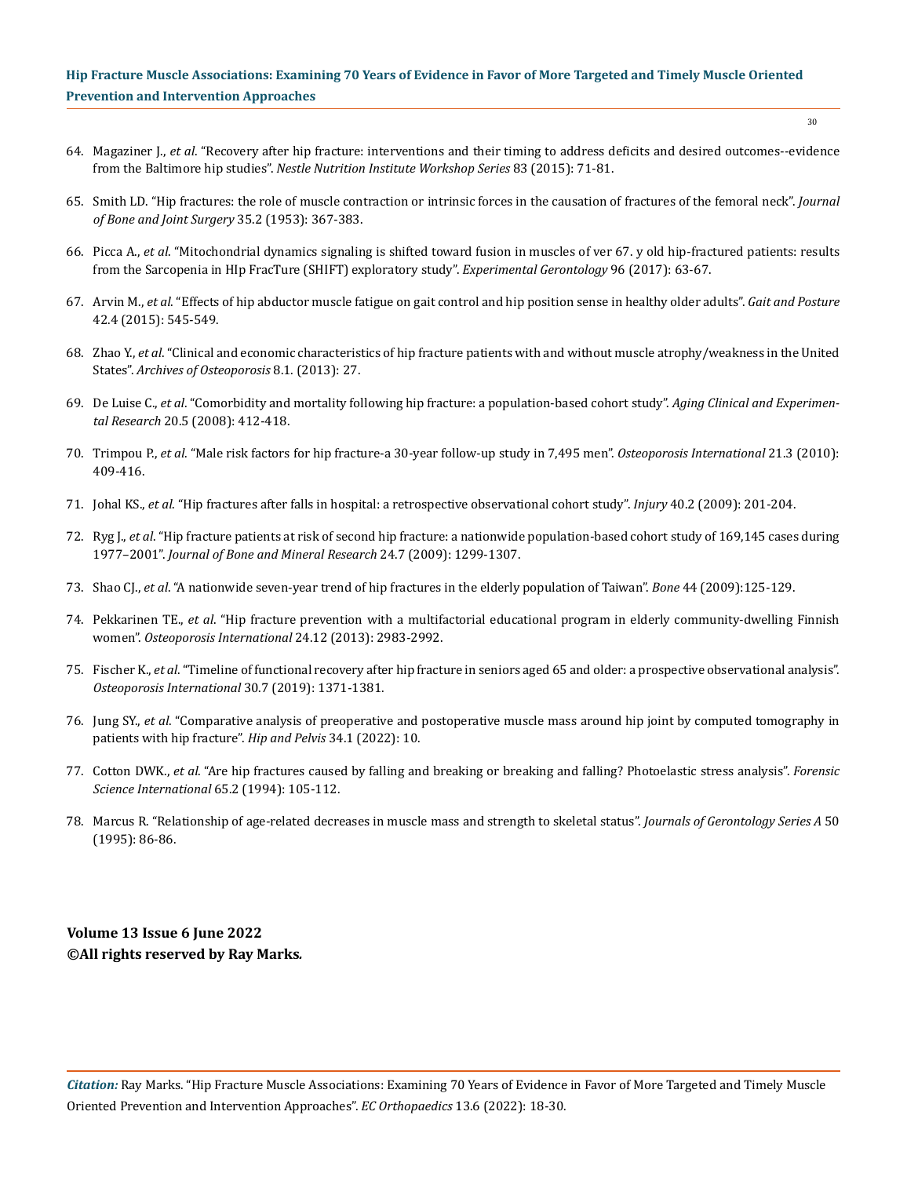64. Magaziner J., *et al*. "Recovery after hip fracture: interventions and their timing to address deficits and desired outcomes--evidence from the Baltimore hip studies". *Nestle Nutrition Institute Workshop Series* 83 (2015): 71-81.

65. Smith LD. "Hip fractures: the role of muscle contraction or intrinsic forces in the causation of fractures of the femoral neck". *Journal of Bone and Joint Surgery* 35.2 (1953): 367-383.

66. Picca A., *et al*. "Mitochondrial dynamics signaling is shifted toward fusion in muscles of ver 67. y old hip-fractured patients: results from the Sarcopenia in HIp FracTure (SHIFT) exploratory study". *Experimental Gerontology* 96 (2017): 63-67.

67. Arvin M., *et al*. "Effects of hip abductor muscle fatigue on gait control and hip position sense in healthy older adults". *Gait and Posture* 42.4 (2015): 545-549.

68. Zhao Y., *et al*. "Clinical and economic characteristics of hip fracture patients with and without muscle atrophy/weakness in the United States". *Archives of Osteoporosis* 8.1. (2013): 27.

69. De Luise C., *et al*. "Comorbidity and mortality following hip fracture: a population-based cohort study". *Aging Clinical and Experimental Research* 20.5 (2008): 412-418.

70. Trimpou P., *et al*. "Male risk factors for hip fracture-a 30-year follow-up study in 7,495 men". *Osteoporosis International* 21.3 (2010): 409-416.

71. Johal KS., *et al*. "Hip fractures after falls in hospital: a retrospective observational cohort study". *Injury* 40.2 (2009): 201-204.

72. Ryg J., *et al*. "Hip fracture patients at risk of second hip fracture: a nationwide population-based cohort study of 169,145 cases during 1977–2001". *Journal of Bone and Mineral Research* 24.7 (2009): 1299-1307.

73. Shao CJ., *et al*. "A nationwide seven-year trend of hip fractures in the elderly population of Taiwan". *Bone* 44 (2009):125-129.

74. Pekkarinen TE., *et al*. "Hip fracture prevention with a multifactorial educational program in elderly community-dwelling Finnish women". *Osteoporosis International* 24.12 (2013): 2983-2992.

75. Fischer K., *et al*. "Timeline of functional recovery after hip fracture in seniors aged 65 and older: a prospective observational analysis". *Osteoporosis International* 30.7 (2019): 1371-1381.

76. Jung SY., *et al*. "Comparative analysis of preoperative and postoperative muscle mass around hip joint by computed tomography in patients with hip fracture". *Hip and Pelvis* 34.1 (2022): 10.

77. Cotton DWK., *et al*. "Are hip fractures caused by falling and breaking or breaking and falling? Photoelastic stress analysis". *Forensic Science International* 65.2 (1994): 105-112.

78. Marcus R. "Relationship of age-related decreases in muscle mass and strength to skeletal status". *Journals of Gerontology Series A* 50 (1995): 86-86.

**Volume 13 Issue 6 June 2022**
**©All rights reserved by Ray Marks.**